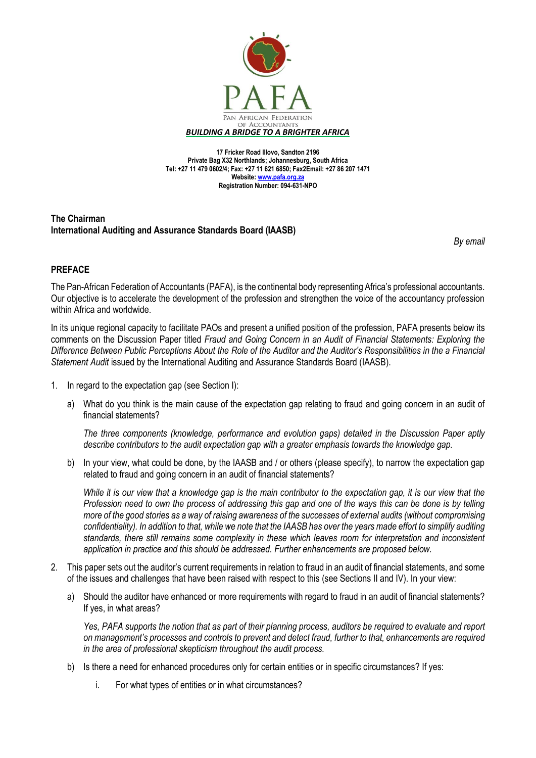PAFA

PAN AFRICAN FEDERATION OF ACCOUNTANTS

***BUILDING A BRIDGE TO A BRIGHTER AFRICA***

**17 Fricker Road Illovo, Sandton 2196**
**Private Bag X32 Northlands; Johannesburg, South Africa**
**Tel: +27 11 479 0602/4; Fax: +27 11 621 6850; Fax2Email: +27 86 207 1471**
**Website: www.pafa.org.za**
**Registration Number: 094-631-NPO**

**The Chairman**
**International Auditing and Assurance Standards Board (IAASB)**

*By email*

## PREFACE

The Pan-African Federation of Accountants (PAFA), is the continental body representing Africa's professional accountants. Our objective is to accelerate the development of the profession and strengthen the voice of the accountancy profession within Africa and worldwide.

In its unique regional capacity to facilitate PAOs and present a unified position of the profession, PAFA presents below its comments on the Discussion Paper titled *Fraud and Going Concern in an Audit of Financial Statements: Exploring the Difference Between Public Perceptions About the Role of the Auditor and the Auditor's Responsibilities in the a Financial Statement Audit* issued by the International Auditing and Assurance Standards Board (IAASB).

1. In regard to the expectation gap (see Section I):

   a) What do you think is the main cause of the expectation gap relating to fraud and going concern in an audit of financial statements?

      *The three components (knowledge, performance and evolution gaps) detailed in the Discussion Paper aptly describe contributors to the audit expectation gap with a greater emphasis towards the knowledge gap.*

   b) In your view, what could be done, by the IAASB and / or others (please specify), to narrow the expectation gap related to fraud and going concern in an audit of financial statements?

      *While it is our view that a knowledge gap is the main contributor to the expectation gap, it is our view that the Profession need to own the process of addressing this gap and one of the ways this can be done is by telling more of the good stories as a way of raising awareness of the successes of external audits (without compromising confidentiality). In addition to that, while we note that the IAASB has over the years made effort to simplify auditing standards, there still remains some complexity in these which leaves room for interpretation and inconsistent application in practice and this should be addressed. Further enhancements are proposed below.*

2. This paper sets out the auditor's current requirements in relation to fraud in an audit of financial statements, and some of the issues and challenges that have been raised with respect to this (see Sections II and IV). In your view:

   a) Should the auditor have enhanced or more requirements with regard to fraud in an audit of financial statements? If yes, in what areas?

      *Yes, PAFA supports the notion that as part of their planning process, auditors be required to evaluate and report on management's processes and controls to prevent and detect fraud, further to that, enhancements are required in the area of professional skepticism throughout the audit process.*

   b) Is there a need for enhanced procedures only for certain entities or in specific circumstances? If yes:

      i. For what types of entities or in what circumstances?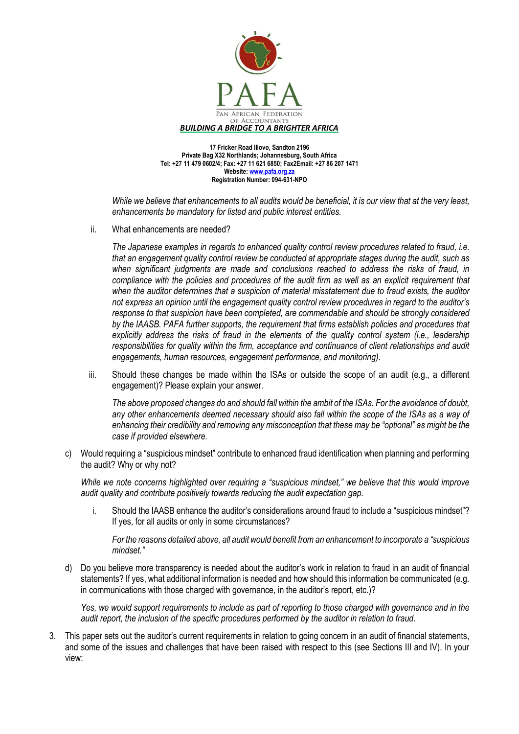*While we believe that enhancements to all audits would be beneficial, it is our view that at the very least, enhancements be mandatory for listed and public interest entities.*

ii. What enhancements are needed?

*The Japanese examples in regards to enhanced quality control review procedures related to fraud, i.e. that an engagement quality control review be conducted at appropriate stages during the audit, such as when significant judgments are made and conclusions reached to address the risks of fraud, in compliance with the policies and procedures of the audit firm as well as an explicit requirement that when the auditor determines that a suspicion of material misstatement due to fraud exists, the auditor not express an opinion until the engagement quality control review procedures in regard to the auditor's response to that suspicion have been completed, are commendable and should be strongly considered by the IAASB. PAFA further supports, the requirement that firms establish policies and procedures that explicitly address the risks of fraud in the elements of the quality control system (i.e., leadership responsibilities for quality within the firm, acceptance and continuance of client relationships and audit engagements, human resources, engagement performance, and monitoring).*

iii. Should these changes be made within the ISAs or outside the scope of an audit (e.g., a different engagement)? Please explain your answer.

*The above proposed changes do and should fall within the ambit of the ISAs. For the avoidance of doubt, any other enhancements deemed necessary should also fall within the scope of the ISAs as a way of enhancing their credibility and removing any misconception that these may be "optional" as might be the case if provided elsewhere.*

c) Would requiring a "suspicious mindset" contribute to enhanced fraud identification when planning and performing the audit? Why or why not?

*While we note concerns highlighted over requiring a "suspicious mindset," we believe that this would improve audit quality and contribute positively towards reducing the audit expectation gap.*

i. Should the IAASB enhance the auditor's considerations around fraud to include a "suspicious mindset"? If yes, for all audits or only in some circumstances?

*For the reasons detailed above, all audit would benefit from an enhancement to incorporate a "suspicious mindset."*

d) Do you believe more transparency is needed about the auditor's work in relation to fraud in an audit of financial statements? If yes, what additional information is needed and how should this information be communicated (e.g. in communications with those charged with governance, in the auditor's report, etc.)?

*Yes, we would support requirements to include as part of reporting to those charged with governance and in the audit report, the inclusion of the specific procedures performed by the auditor in relation to fraud.*

3. This paper sets out the auditor's current requirements in relation to going concern in an audit of financial statements, and some of the issues and challenges that have been raised with respect to this (see Sections III and IV). In your view: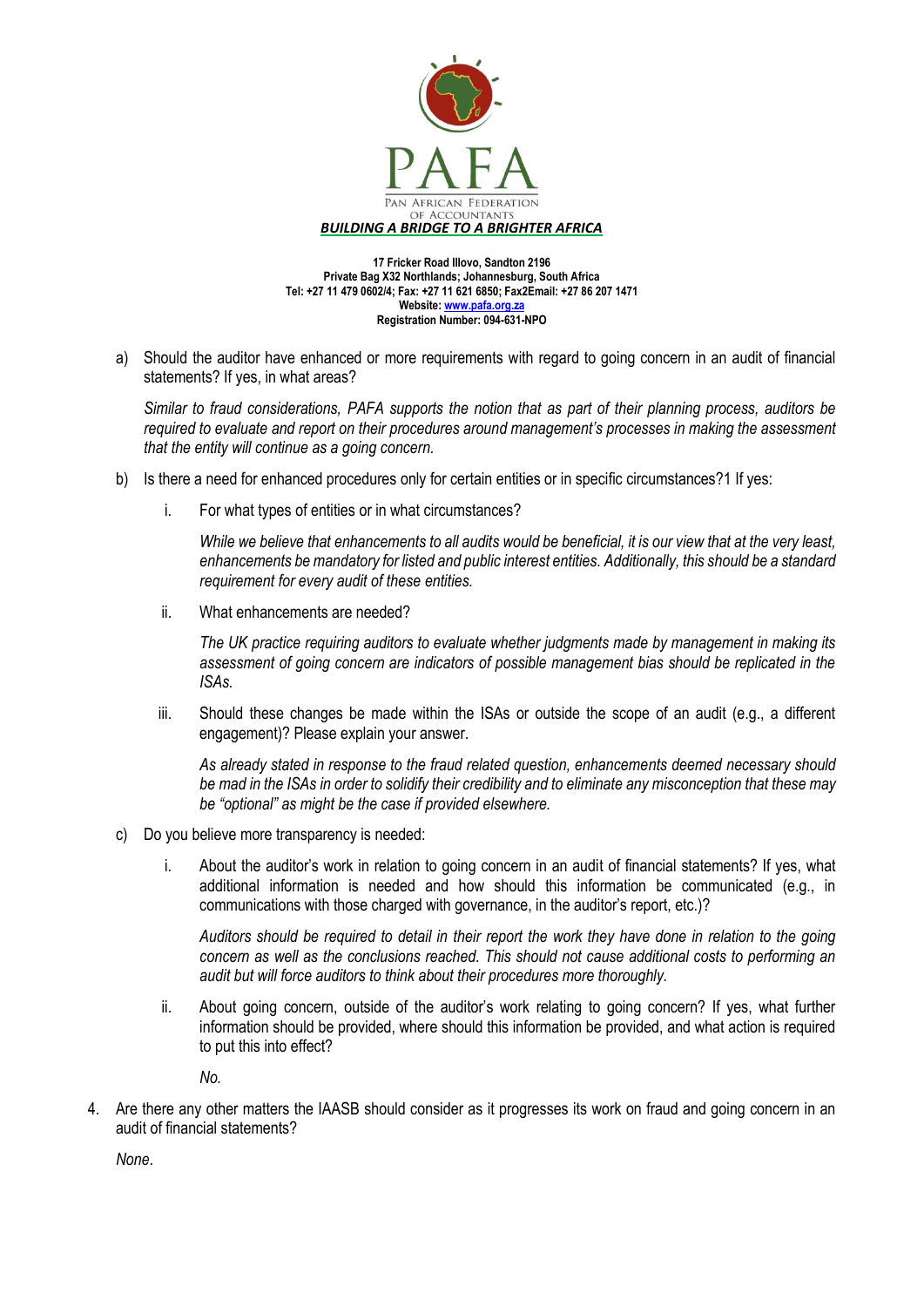PAN AFRICAN FEDERATION OF ACCOUNTANTS

***BUILDING A BRIDGE TO A BRIGHTER AFRICA***

**17 Fricker Road Illovo, Sandton 2196**
**Private Bag X32 Northlands; Johannesburg, South Africa**
**Tel: +27 11 479 0602/4; Fax: +27 11 621 6850; Fax2Email: +27 86 207 1471**
**Website: www.pafa.org.za**
**Registration Number: 094-631-NPO**

a) Should the auditor have enhanced or more requirements with regard to going concern in an audit of financial statements? If yes, in what areas?

*Similar to fraud considerations, PAFA supports the notion that as part of their planning process, auditors be required to evaluate and report on their procedures around management's processes in making the assessment that the entity will continue as a going concern.*

b) Is there a need for enhanced procedures only for certain entities or in specific circumstances?1 If yes:

i. For what types of entities or in what circumstances?

*While we believe that enhancements to all audits would be beneficial, it is our view that at the very least, enhancements be mandatory for listed and public interest entities. Additionally, this should be a standard requirement for every audit of these entities.*

ii. What enhancements are needed?

*The UK practice requiring auditors to evaluate whether judgments made by management in making its assessment of going concern are indicators of possible management bias should be replicated in the ISAs.*

iii. Should these changes be made within the ISAs or outside the scope of an audit (e.g., a different engagement)? Please explain your answer.

*As already stated in response to the fraud related question, enhancements deemed necessary should be mad in the ISAs in order to solidify their credibility and to eliminate any misconception that these may be "optional" as might be the case if provided elsewhere.*

c) Do you believe more transparency is needed:

i. About the auditor's work in relation to going concern in an audit of financial statements? If yes, what additional information is needed and how should this information be communicated (e.g., in communications with those charged with governance, in the auditor's report, etc.)?

*Auditors should be required to detail in their report the work they have done in relation to the going concern as well as the conclusions reached. This should not cause additional costs to performing an audit but will force auditors to think about their procedures more thoroughly.*

ii. About going concern, outside of the auditor's work relating to going concern? If yes, what further information should be provided, where should this information be provided, and what action is required to put this into effect?

*No.*

4. Are there any other matters the IAASB should consider as it progresses its work on fraud and going concern in an audit of financial statements?

*None*.